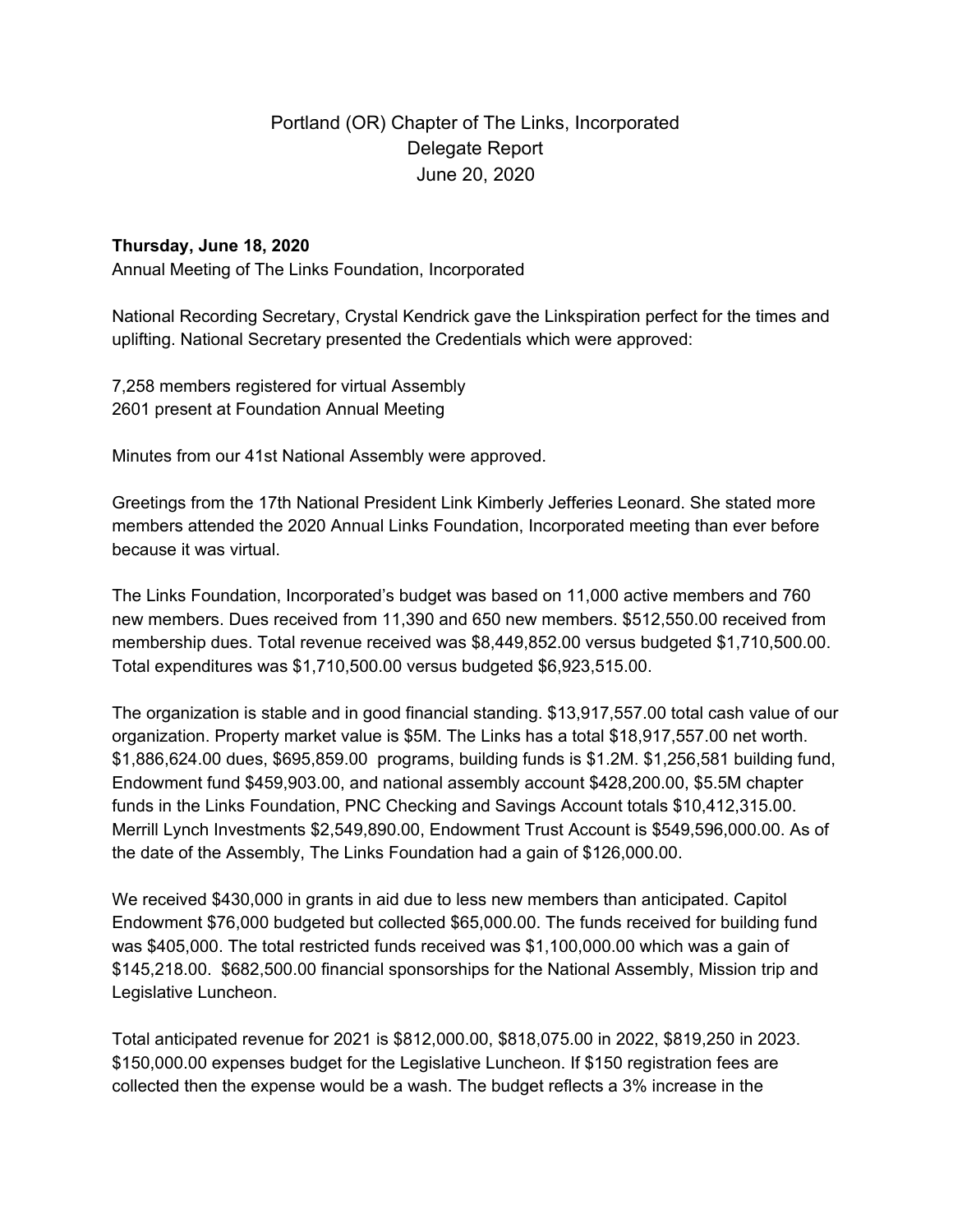# Portland (OR) Chapter of The Links, Incorporated
## Delegate Report
## June 20, 2020

**Thursday, June 18, 2020**
Annual Meeting of The Links Foundation, Incorporated

National Recording Secretary, Crystal Kendrick gave the Linkspiration perfect for the times and uplifting. National Secretary presented the Credentials which were approved:

7,258 members registered for virtual Assembly
2601 present at Foundation Annual Meeting

Minutes from our 41st National Assembly were approved.

Greetings from the 17th National President Link Kimberly Jefferies Leonard. She stated more members attended the 2020 Annual Links Foundation, Incorporated meeting than ever before because it was virtual.

The Links Foundation, Incorporated's budget was based on 11,000 active members and 760 new members. Dues received from 11,390 and 650 new members. $512,550.00 received from membership dues. Total revenue received was $8,449,852.00 versus budgeted $1,710,500.00. Total expenditures was $1,710,500.00 versus budgeted $6,923,515.00.

The organization is stable and in good financial standing. $13,917,557.00 total cash value of our organization. Property market value is $5M. The Links has a total $18,917,557.00 net worth. $1,886,624.00 dues, $695,859.00 programs, building funds is $1.2M. $1,256,581 building fund, Endowment fund $459,903.00, and national assembly account $428,200.00, $5.5M chapter funds in the Links Foundation, PNC Checking and Savings Account totals $10,412,315.00. Merrill Lynch Investments $2,549,890.00, Endowment Trust Account is $549,596,000.00. As of the date of the Assembly, The Links Foundation had a gain of $126,000.00.

We received $430,000 in grants in aid due to less new members than anticipated. Capitol Endowment $76,000 budgeted but collected $65,000.00. The funds received for building fund was $405,000. The total restricted funds received was $1,100,000.00 which was a gain of $145,218.00. $682,500.00 financial sponsorships for the National Assembly, Mission trip and Legislative Luncheon.

Total anticipated revenue for 2021 is $812,000.00, $818,075.00 in 2022, $819,250 in 2023. $150,000.00 expenses budget for the Legislative Luncheon. If $150 registration fees are collected then the expense would be a wash. The budget reflects a 3% increase in the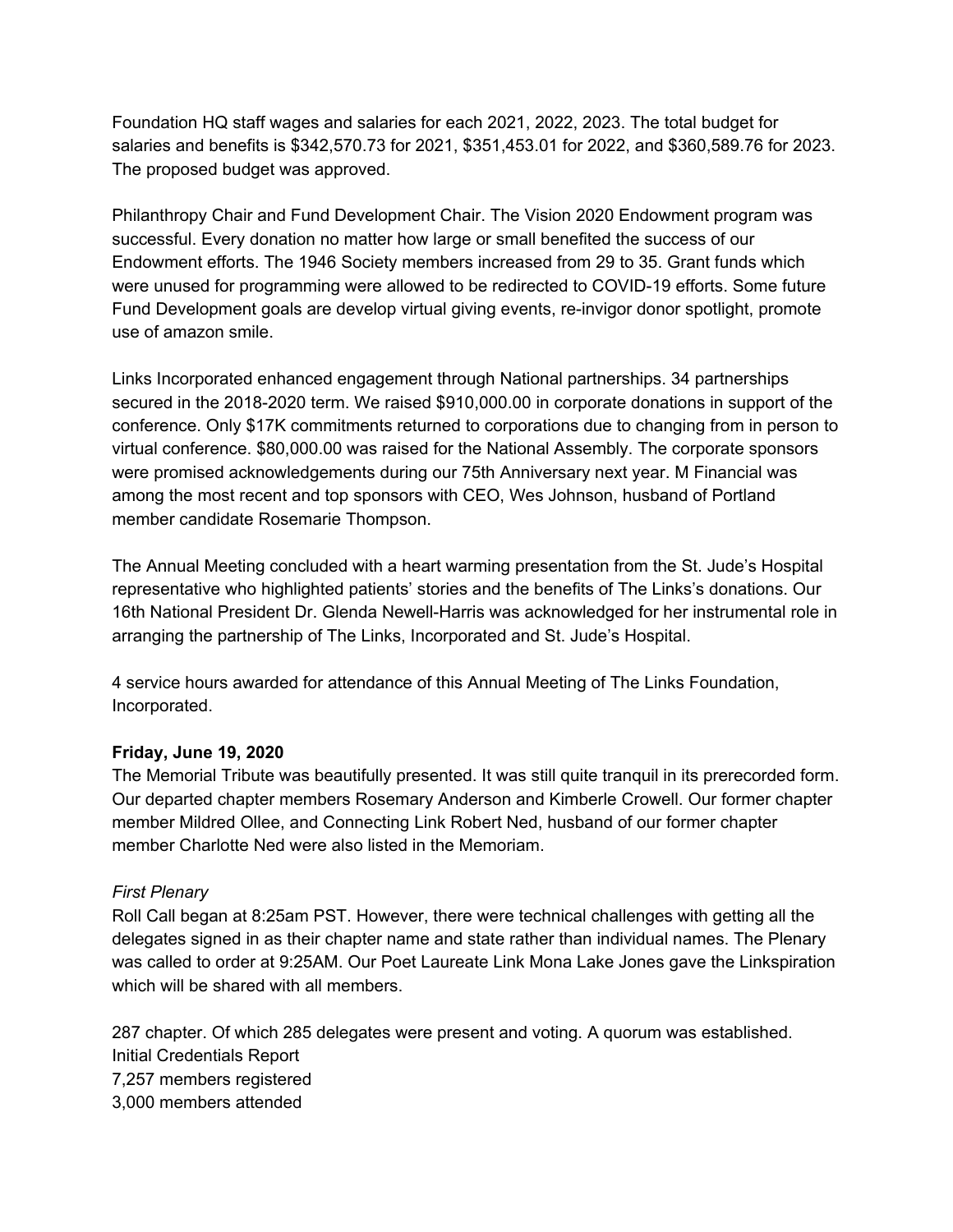Foundation HQ staff wages and salaries for each 2021, 2022, 2023. The total budget for salaries and benefits is $342,570.73 for 2021, $351,453.01 for 2022, and $360,589.76 for 2023. The proposed budget was approved.

Philanthropy Chair and Fund Development Chair. The Vision 2020 Endowment program was successful. Every donation no matter how large or small benefited the success of our Endowment efforts. The 1946 Society members increased from 29 to 35. Grant funds which were unused for programming were allowed to be redirected to COVID-19 efforts. Some future Fund Development goals are develop virtual giving events, re-invigor donor spotlight, promote use of amazon smile.

Links Incorporated enhanced engagement through National partnerships. 34 partnerships secured in the 2018-2020 term. We raised $910,000.00 in corporate donations in support of the conference. Only $17K commitments returned to corporations due to changing from in person to virtual conference. $80,000.00 was raised for the National Assembly. The corporate sponsors were promised acknowledgements during our 75th Anniversary next year. M Financial was among the most recent and top sponsors with CEO, Wes Johnson, husband of Portland member candidate Rosemarie Thompson.

The Annual Meeting concluded with a heart warming presentation from the St. Jude's Hospital representative who highlighted patients' stories and the benefits of The Links's donations. Our 16th National President Dr. Glenda Newell-Harris was acknowledged for her instrumental role in arranging the partnership of The Links, Incorporated and St. Jude's Hospital.

4 service hours awarded for attendance of this Annual Meeting of The Links Foundation, Incorporated.

**Friday, June 19, 2020**

The Memorial Tribute was beautifully presented. It was still quite tranquil in its prerecorded form. Our departed chapter members Rosemary Anderson and Kimberle Crowell. Our former chapter member Mildred Ollee, and Connecting Link Robert Ned, husband of our former chapter member Charlotte Ned were also listed in the Memoriam.

*First Plenary*

Roll Call began at 8:25am PST. However, there were technical challenges with getting all the delegates signed in as their chapter name and state rather than individual names. The Plenary was called to order at 9:25AM. Our Poet Laureate Link Mona Lake Jones gave the Linkspiration which will be shared with all members.

287 chapter. Of which 285 delegates were present and voting. A quorum was established.
Initial Credentials Report
7,257 members registered
3,000 members attended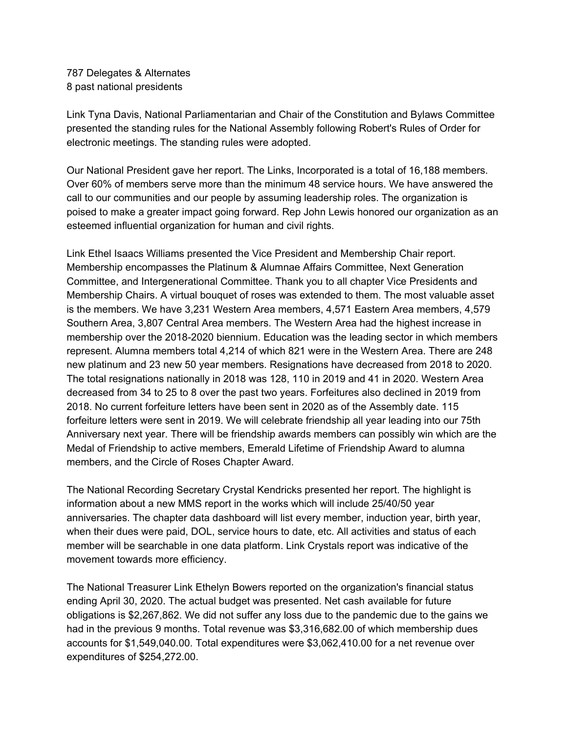787 Delegates & Alternates
8 past national presidents

Link Tyna Davis, National Parliamentarian and Chair of the Constitution and Bylaws Committee presented the standing rules for the National Assembly following Robert's Rules of Order for electronic meetings. The standing rules were adopted.

Our National President gave her report. The Links, Incorporated is a total of 16,188 members. Over 60% of members serve more than the minimum 48 service hours. We have answered the call to our communities and our people by assuming leadership roles. The organization is poised to make a greater impact going forward. Rep John Lewis honored our organization as an esteemed influential organization for human and civil rights.

Link Ethel Isaacs Williams presented the Vice President and Membership Chair report. Membership encompasses the Platinum & Alumnae Affairs Committee, Next Generation Committee, and Intergenerational Committee. Thank you to all chapter Vice Presidents and Membership Chairs. A virtual bouquet of roses was extended to them. The most valuable asset is the members. We have 3,231 Western Area members, 4,571 Eastern Area members, 4,579 Southern Area, 3,807 Central Area members. The Western Area had the highest increase in membership over the 2018-2020 biennium. Education was the leading sector in which members represent. Alumna members total 4,214 of which 821 were in the Western Area. There are 248 new platinum and 23 new 50 year members. Resignations have decreased from 2018 to 2020. The total resignations nationally in 2018 was 128, 110 in 2019 and 41 in 2020. Western Area decreased from 34 to 25 to 8 over the past two years. Forfeitures also declined in 2019 from 2018. No current forfeiture letters have been sent in 2020 as of the Assembly date. 115 forfeiture letters were sent in 2019. We will celebrate friendship all year leading into our 75th Anniversary next year. There will be friendship awards members can possibly win which are the Medal of Friendship to active members, Emerald Lifetime of Friendship Award to alumna members, and the Circle of Roses Chapter Award.

The National Recording Secretary Crystal Kendricks presented her report. The highlight is information about a new MMS report in the works which will include 25/40/50 year anniversaries. The chapter data dashboard will list every member, induction year, birth year, when their dues were paid, DOL, service hours to date, etc. All activities and status of each member will be searchable in one data platform. Link Crystals report was indicative of the movement towards more efficiency.

The National Treasurer Link Ethelyn Bowers reported on the organization's financial status ending April 30, 2020. The actual budget was presented. Net cash available for future obligations is $2,267,862. We did not suffer any loss due to the pandemic due to the gains we had in the previous 9 months. Total revenue was $3,316,682.00 of which membership dues accounts for $1,549,040.00. Total expenditures were $3,062,410.00 for a net revenue over expenditures of $254,272.00.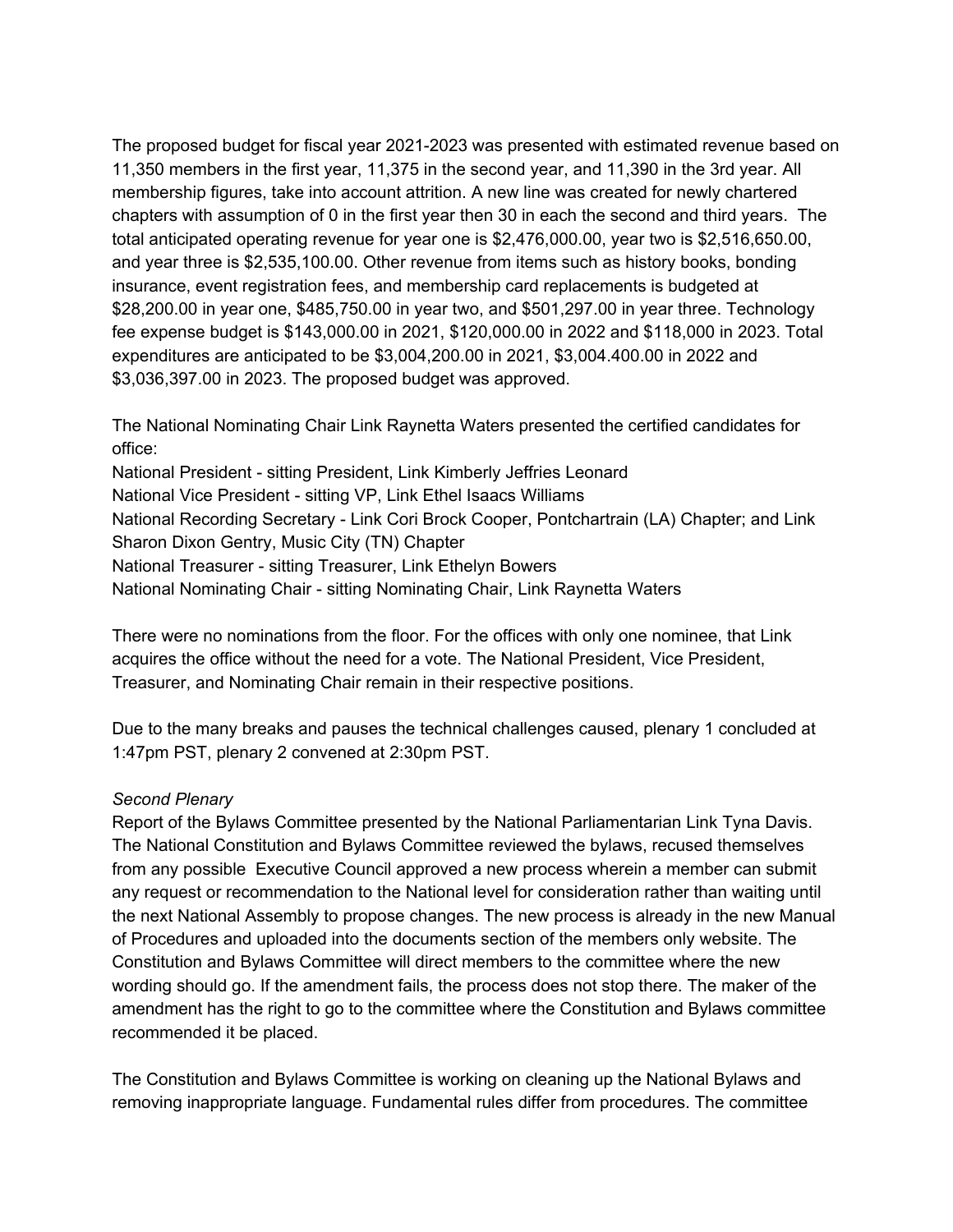The proposed budget for fiscal year 2021-2023 was presented with estimated revenue based on 11,350 members in the first year, 11,375 in the second year, and 11,390 in the 3rd year. All membership figures, take into account attrition. A new line was created for newly chartered chapters with assumption of 0 in the first year then 30 in each the second and third years. The total anticipated operating revenue for year one is $2,476,000.00, year two is $2,516,650.00, and year three is $2,535,100.00. Other revenue from items such as history books, bonding insurance, event registration fees, and membership card replacements is budgeted at $28,200.00 in year one, $485,750.00 in year two, and $501,297.00 in year three. Technology fee expense budget is $143,000.00 in 2021, $120,000.00 in 2022 and $118,000 in 2023. Total expenditures are anticipated to be $3,004,200.00 in 2021, $3,004.400.00 in 2022 and $3,036,397.00 in 2023. The proposed budget was approved.

The National Nominating Chair Link Raynetta Waters presented the certified candidates for office:
National President - sitting President, Link Kimberly Jeffries Leonard
National Vice President - sitting VP, Link Ethel Isaacs Williams
National Recording Secretary - Link Cori Brock Cooper, Pontchartrain (LA) Chapter; and Link Sharon Dixon Gentry, Music City (TN) Chapter
National Treasurer - sitting Treasurer, Link Ethelyn Bowers
National Nominating Chair - sitting Nominating Chair, Link Raynetta Waters

There were no nominations from the floor. For the offices with only one nominee, that Link acquires the office without the need for a vote. The National President, Vice President, Treasurer, and Nominating Chair remain in their respective positions.

Due to the many breaks and pauses the technical challenges caused, plenary 1 concluded at 1:47pm PST, plenary 2 convened at 2:30pm PST.

*Second Plenary*
Report of the Bylaws Committee presented by the National Parliamentarian Link Tyna Davis. The National Constitution and Bylaws Committee reviewed the bylaws, recused themselves from any possible Executive Council approved a new process wherein a member can submit any request or recommendation to the National level for consideration rather than waiting until the next National Assembly to propose changes. The new process is already in the new Manual of Procedures and uploaded into the documents section of the members only website. The Constitution and Bylaws Committee will direct members to the committee where the new wording should go. If the amendment fails, the process does not stop there. The maker of the amendment has the right to go to the committee where the Constitution and Bylaws committee recommended it be placed.

The Constitution and Bylaws Committee is working on cleaning up the National Bylaws and removing inappropriate language. Fundamental rules differ from procedures. The committee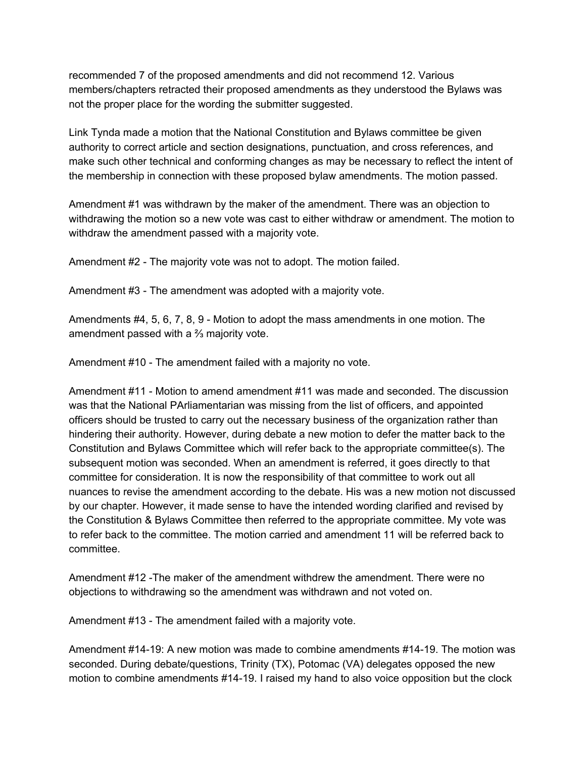recommended 7 of the proposed amendments and did not recommend 12. Various members/chapters retracted their proposed amendments as they understood the Bylaws was not the proper place for the wording the submitter suggested.

Link Tynda made a motion that the National Constitution and Bylaws committee be given authority to correct article and section designations, punctuation, and cross references, and make such other technical and conforming changes as may be necessary to reflect the intent of the membership in connection with these proposed bylaw amendments. The motion passed.

Amendment #1 was withdrawn by the maker of the amendment. There was an objection to withdrawing the motion so a new vote was cast to either withdraw or amendment. The motion to withdraw the amendment passed with a majority vote.

Amendment #2 - The majority vote was not to adopt. The motion failed.

Amendment #3 - The amendment was adopted with a majority vote.

Amendments #4, 5, 6, 7, 8, 9 - Motion to adopt the mass amendments in one motion. The amendment passed with a ⅔ majority vote.

Amendment #10 - The amendment failed with a majority no vote.

Amendment #11 - Motion to amend amendment #11 was made and seconded. The discussion was that the National PArliamentarian was missing from the list of officers, and appointed officers should be trusted to carry out the necessary business of the organization rather than hindering their authority. However, during debate a new motion to defer the matter back to the Constitution and Bylaws Committee which will refer back to the appropriate committee(s). The subsequent motion was seconded. When an amendment is referred, it goes directly to that committee for consideration. It is now the responsibility of that committee to work out all nuances to revise the amendment according to the debate. His was a new motion not discussed by our chapter. However, it made sense to have the intended wording clarified and revised by the Constitution & Bylaws Committee then referred to the appropriate committee. My vote was to refer back to the committee. The motion carried and amendment 11 will be referred back to committee.

Amendment #12 -The maker of the amendment withdrew the amendment. There were no objections to withdrawing so the amendment was withdrawn and not voted on.

Amendment #13 - The amendment failed with a majority vote.

Amendment #14-19: A new motion was made to combine amendments #14-19. The motion was seconded. During debate/questions, Trinity (TX), Potomac (VA) delegates opposed the new motion to combine amendments #14-19. I raised my hand to also voice opposition but the clock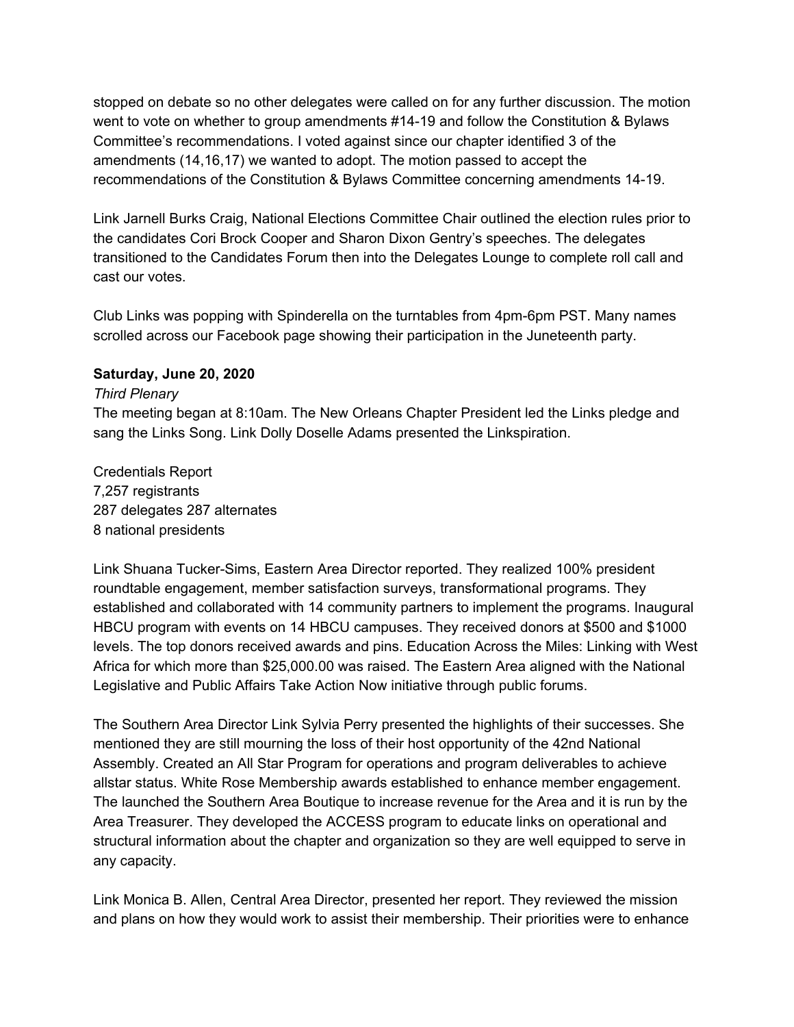stopped on debate so no other delegates were called on for any further discussion. The motion went to vote on whether to group amendments #14-19 and follow the Constitution & Bylaws Committee's recommendations. I voted against since our chapter identified 3 of the amendments (14,16,17) we wanted to adopt. The motion passed to accept the recommendations of the Constitution & Bylaws Committee concerning amendments 14-19.

Link Jarnell Burks Craig, National Elections Committee Chair outlined the election rules prior to the candidates Cori Brock Cooper and Sharon Dixon Gentry's speeches. The delegates transitioned to the Candidates Forum then into the Delegates Lounge to complete roll call and cast our votes.

Club Links was popping with Spinderella on the turntables from 4pm-6pm PST. Many names scrolled across our Facebook page showing their participation in the Juneteenth party.

**Saturday, June 20, 2020**

*Third Plenary*

The meeting began at 8:10am. The New Orleans Chapter President led the Links pledge and sang the Links Song. Link Dolly Doselle Adams presented the Linkspiration.

Credentials Report
7,257 registrants
287 delegates 287 alternates
8 national presidents

Link Shuana Tucker-Sims, Eastern Area Director reported. They realized 100% president roundtable engagement, member satisfaction surveys, transformational programs. They established and collaborated with 14 community partners to implement the programs. Inaugural HBCU program with events on 14 HBCU campuses. They received donors at $500 and $1000 levels. The top donors received awards and pins. Education Across the Miles: Linking with West Africa for which more than $25,000.00 was raised. The Eastern Area aligned with the National Legislative and Public Affairs Take Action Now initiative through public forums.

The Southern Area Director Link Sylvia Perry presented the highlights of their successes. She mentioned they are still mourning the loss of their host opportunity of the 42nd National Assembly. Created an All Star Program for operations and program deliverables to achieve allstar status. White Rose Membership awards established to enhance member engagement. The launched the Southern Area Boutique to increase revenue for the Area and it is run by the Area Treasurer. They developed the ACCESS program to educate links on operational and structural information about the chapter and organization so they are well equipped to serve in any capacity.

Link Monica B. Allen, Central Area Director, presented her report. They reviewed the mission and plans on how they would work to assist their membership. Their priorities were to enhance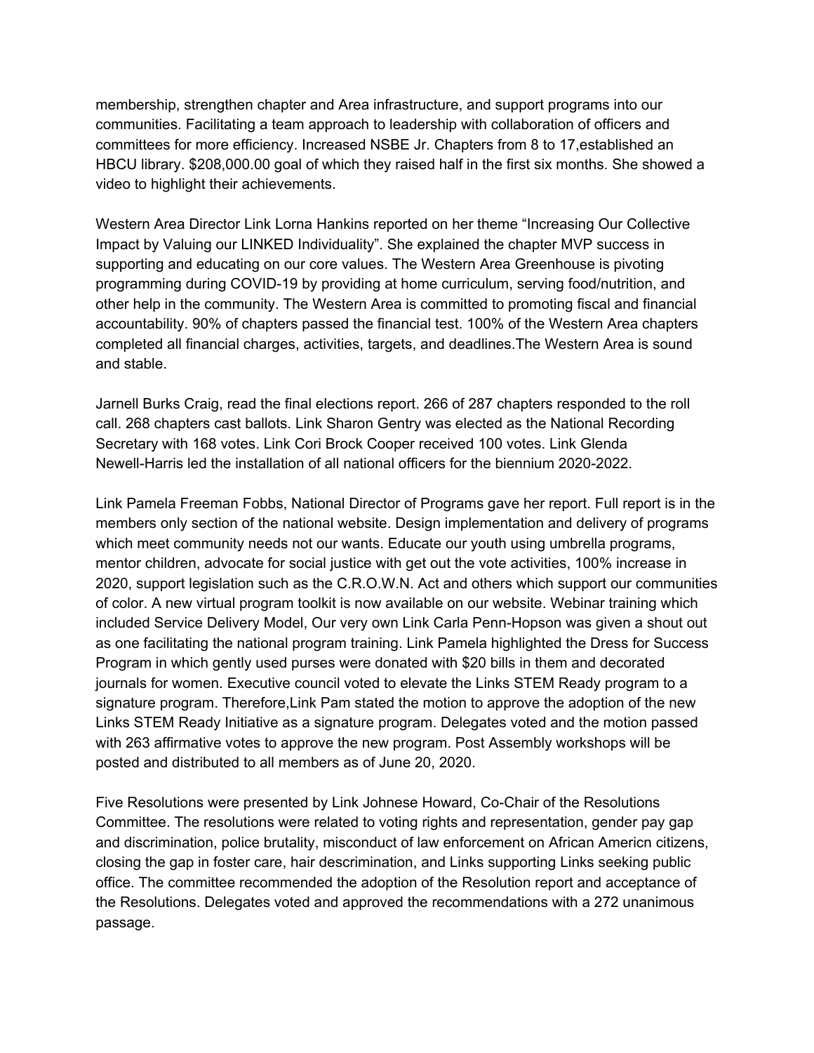membership, strengthen chapter and Area infrastructure, and support programs into our communities. Facilitating a team approach to leadership with collaboration of officers and committees for more efficiency. Increased NSBE Jr. Chapters from 8 to 17,established an HBCU library. $208,000.00 goal of which they raised half in the first six months. She showed a video to highlight their achievements.

Western Area Director Link Lorna Hankins reported on her theme "Increasing Our Collective Impact by Valuing our LINKED Individuality". She explained the chapter MVP success in supporting and educating on our core values. The Western Area Greenhouse is pivoting programming during COVID-19 by providing at home curriculum, serving food/nutrition, and other help in the community. The Western Area is committed to promoting fiscal and financial accountability. 90% of chapters passed the financial test. 100% of the Western Area chapters completed all financial charges, activities, targets, and deadlines.The Western Area is sound and stable.

Jarnell Burks Craig, read the final elections report. 266 of 287 chapters responded to the roll call. 268 chapters cast ballots. Link Sharon Gentry was elected as the National Recording Secretary with 168 votes. Link Cori Brock Cooper received 100 votes. Link Glenda Newell-Harris led the installation of all national officers for the biennium 2020-2022.

Link Pamela Freeman Fobbs, National Director of Programs gave her report. Full report is in the members only section of the national website. Design implementation and delivery of programs which meet community needs not our wants. Educate our youth using umbrella programs, mentor children, advocate for social justice with get out the vote activities, 100% increase in 2020, support legislation such as the C.R.O.W.N. Act and others which support our communities of color. A new virtual program toolkit is now available on our website. Webinar training which included Service Delivery Model, Our very own Link Carla Penn-Hopson was given a shout out as one facilitating the national program training. Link Pamela highlighted the Dress for Success Program in which gently used purses were donated with $20 bills in them and decorated journals for women. Executive council voted to elevate the Links STEM Ready program to a signature program. Therefore,Link Pam stated the motion to approve the adoption of the new Links STEM Ready Initiative as a signature program. Delegates voted and the motion passed with 263 affirmative votes to approve the new program. Post Assembly workshops will be posted and distributed to all members as of June 20, 2020.

Five Resolutions were presented by Link Johnese Howard, Co-Chair of the Resolutions Committee. The resolutions were related to voting rights and representation, gender pay gap and discrimination, police brutality, misconduct of law enforcement on African Americn citizens, closing the gap in foster care, hair descrimination, and Links supporting Links seeking public office. The committee recommended the adoption of the Resolution report and acceptance of the Resolutions. Delegates voted and approved the recommendations with a 272 unanimous passage.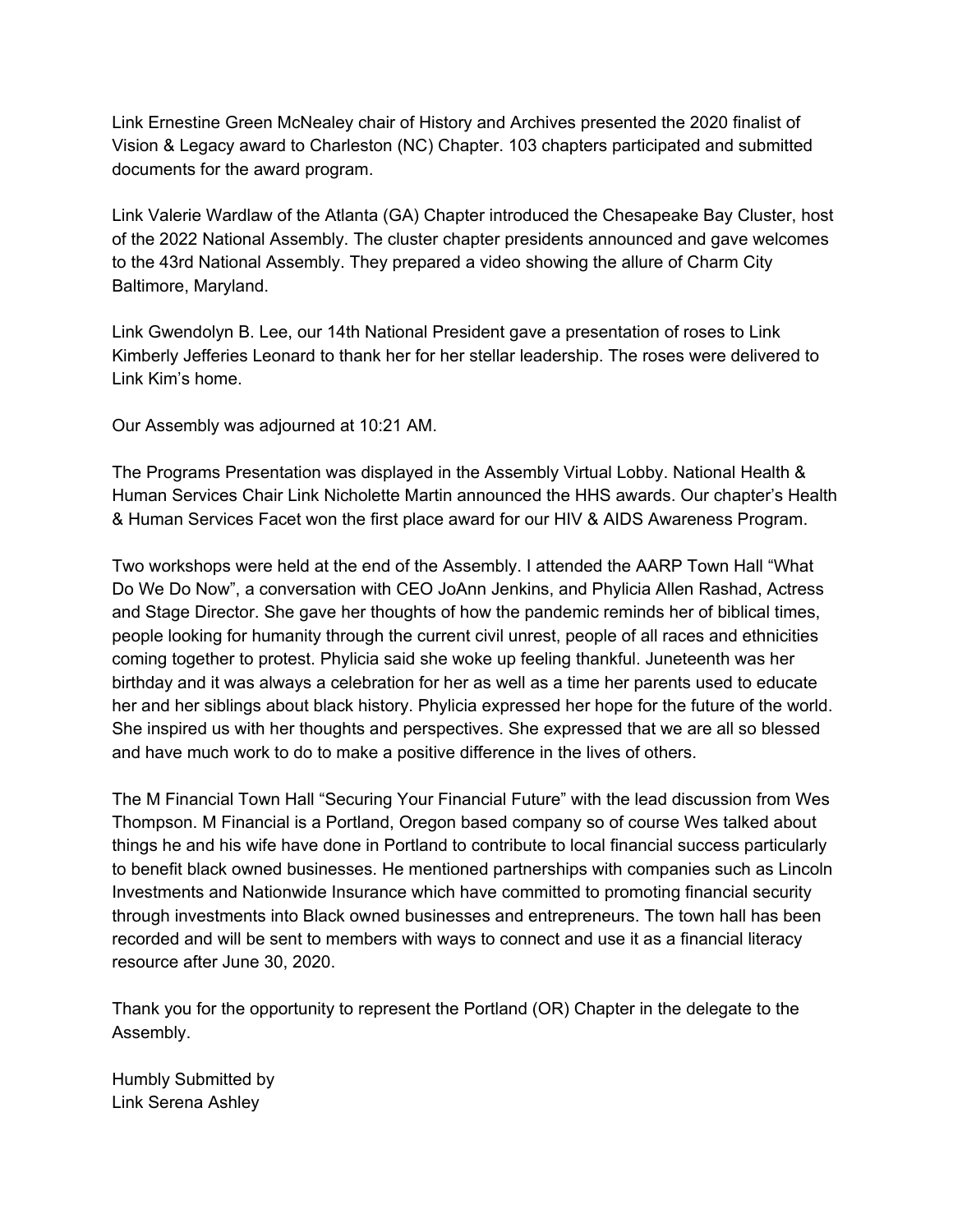Link Ernestine Green McNealey chair of History and Archives presented the 2020 finalist of Vision & Legacy award to Charleston (NC) Chapter. 103 chapters participated and submitted documents for the award program.

Link Valerie Wardlaw of the Atlanta (GA) Chapter introduced the Chesapeake Bay Cluster, host of the 2022 National Assembly. The cluster chapter presidents announced and gave welcomes to the 43rd National Assembly. They prepared a video showing the allure of Charm City Baltimore, Maryland.

Link Gwendolyn B. Lee, our 14th National President gave a presentation of roses to Link Kimberly Jefferies Leonard to thank her for her stellar leadership. The roses were delivered to Link Kim's home.

Our Assembly was adjourned at 10:21 AM.

The Programs Presentation was displayed in the Assembly Virtual Lobby. National Health & Human Services Chair Link Nicholette Martin announced the HHS awards. Our chapter's Health & Human Services Facet won the first place award for our HIV & AIDS Awareness Program.

Two workshops were held at the end of the Assembly. I attended the AARP Town Hall "What Do We Do Now", a conversation with CEO JoAnn Jenkins, and Phylicia Allen Rashad, Actress and Stage Director. She gave her thoughts of how the pandemic reminds her of biblical times, people looking for humanity through the current civil unrest, people of all races and ethnicities coming together to protest. Phylicia said she woke up feeling thankful. Juneteenth was her birthday and it was always a celebration for her as well as a time her parents used to educate her and her siblings about black history. Phylicia expressed her hope for the future of the world. She inspired us with her thoughts and perspectives. She expressed that we are all so blessed and have much work to do to make a positive difference in the lives of others.

The M Financial Town Hall "Securing Your Financial Future" with the lead discussion from Wes Thompson. M Financial is a Portland, Oregon based company so of course Wes talked about things he and his wife have done in Portland to contribute to local financial success particularly to benefit black owned businesses. He mentioned partnerships with companies such as Lincoln Investments and Nationwide Insurance which have committed to promoting financial security through investments into Black owned businesses and entrepreneurs. The town hall has been recorded and will be sent to members with ways to connect and use it as a financial literacy resource after June 30, 2020.

Thank you for the opportunity to represent the Portland (OR) Chapter in the delegate to the Assembly.

Humbly Submitted by
Link Serena Ashley